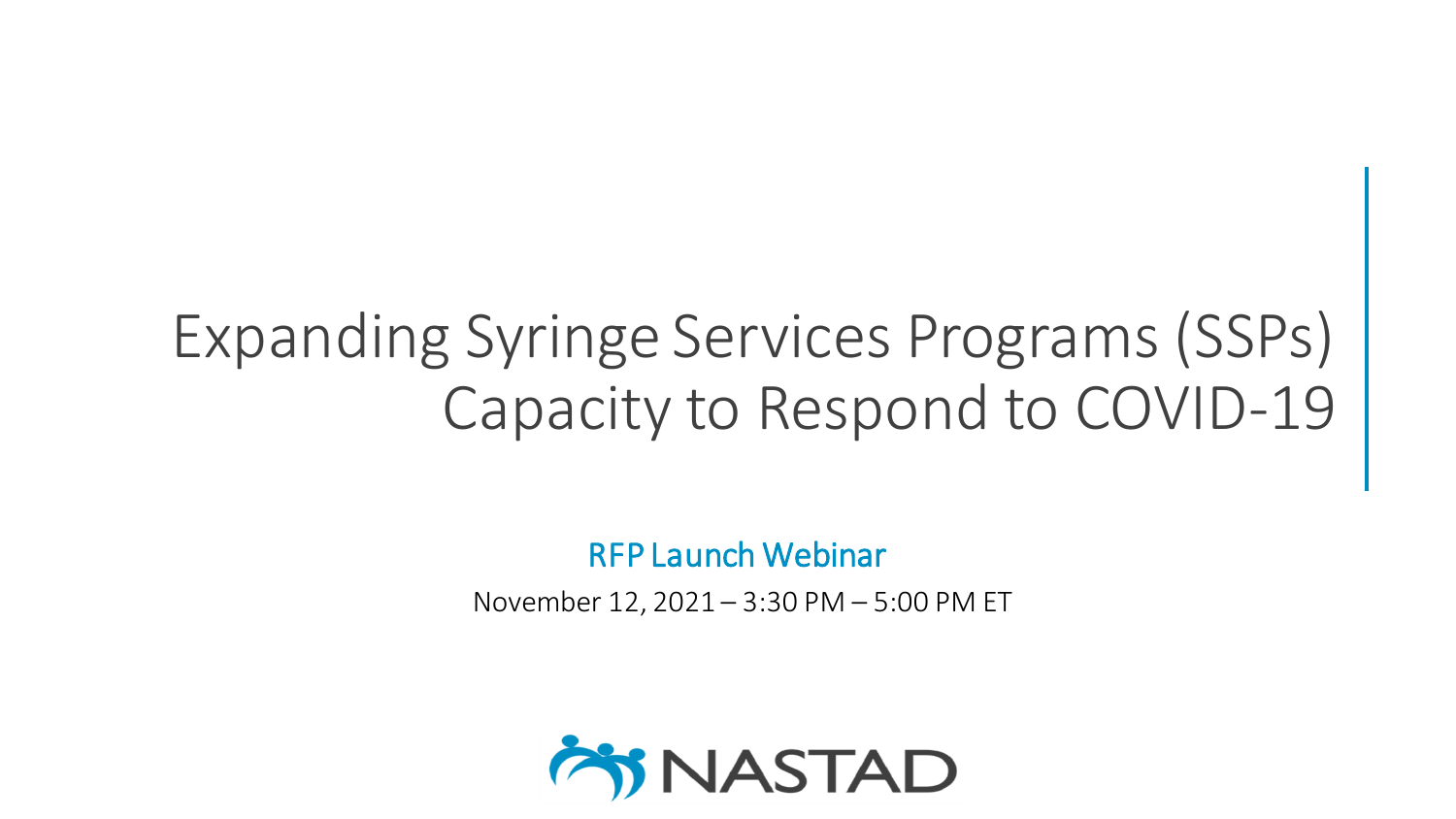# Expanding Syringe Services Programs (SSPs) Capacity to Respond to COVID-19

RFP Launch Webinar

November 12, 2021 – 3:30 PM – 5:00 PM ET

NASTAD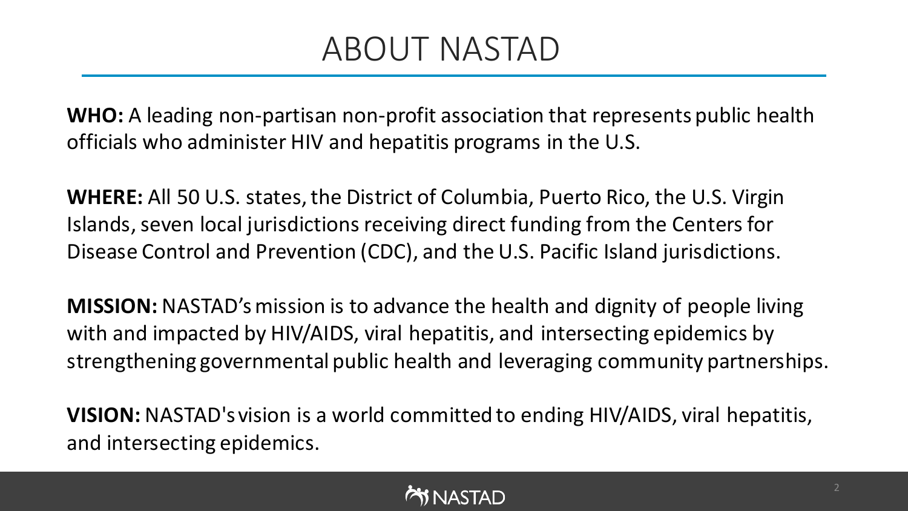# ABOUT NASTAD

**WHO:** A leading non-partisan non-profit association that represents public health officials who administer HIV and hepatitis programs in the U.S.

**WHERE:** All 50 U.S. states, the District of Columbia, Puerto Rico, the U.S. Virgin Islands, seven local jurisdictions receiving direct funding from the Centers for Disease Control and Prevention (CDC), and the U.S. Pacific Island jurisdictions.

**MISSION:** NASTAD's mission is to advance the health and dignity of people living with and impacted by HIV/AIDS, viral hepatitis, and intersecting epidemics by strengthening governmental public health and leveraging community partnerships.

**VISION:** NASTAD's vision is a world committed to ending HIV/AIDS, viral hepatitis, and intersecting epidemics.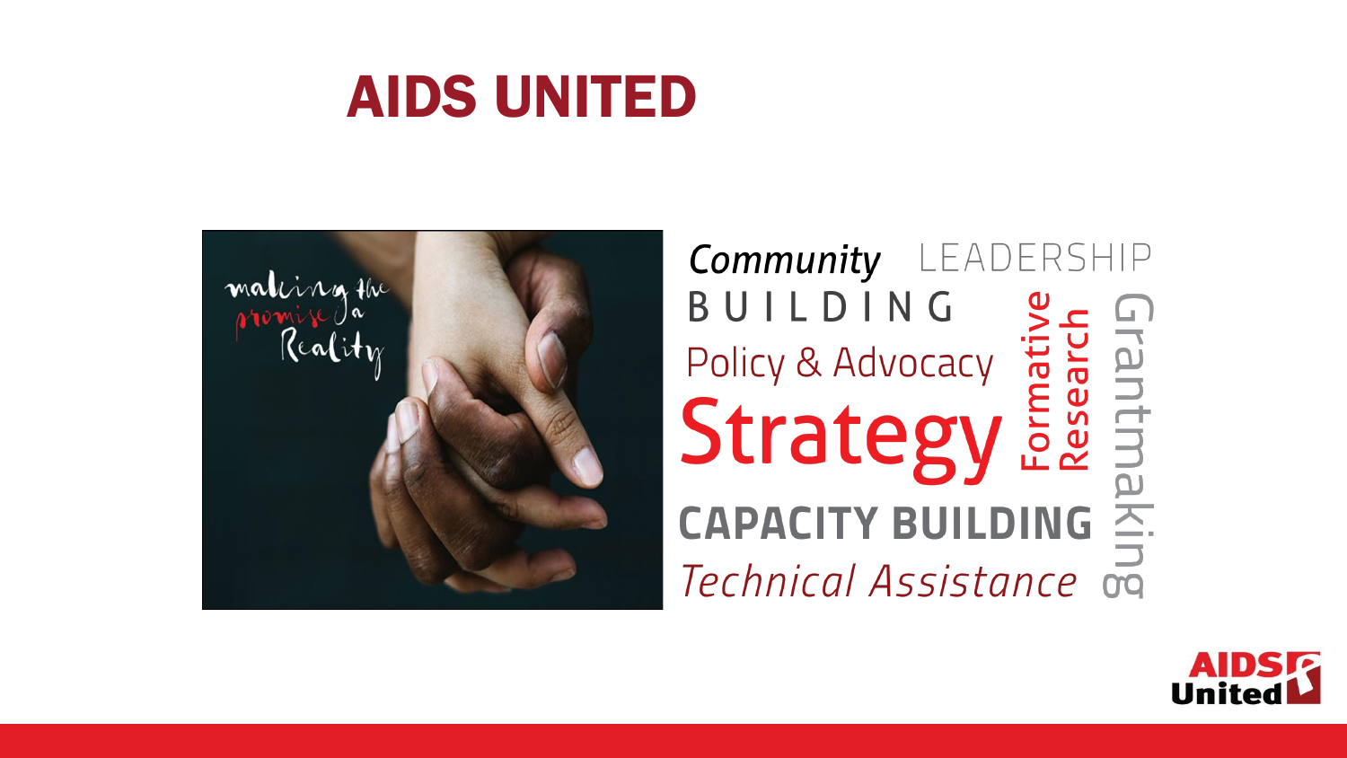# AIDS UNITED

making the promise a Reality

Community LEADERSHIP BUILDING

Policy & Advocacy

Strategy

Formative Research

Grantmaking

CAPACITY BUILDING

Technical Assistance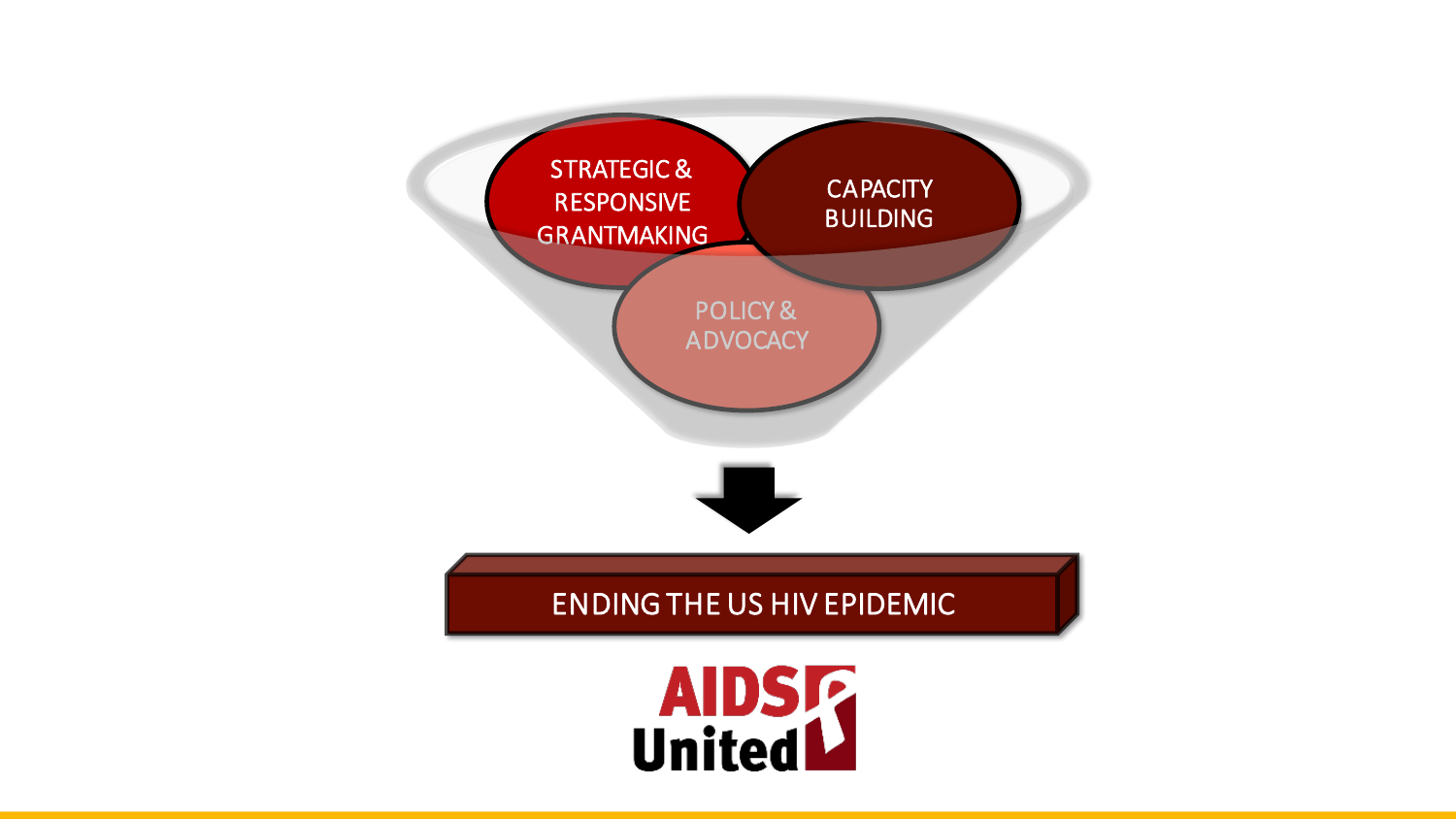STRATEGIC & RESPONSIVE GRANTMAKING

CAPACITY BUILDING

POLICY & ADVOCACY

ENDING THE US HIV EPIDEMIC

AIDS United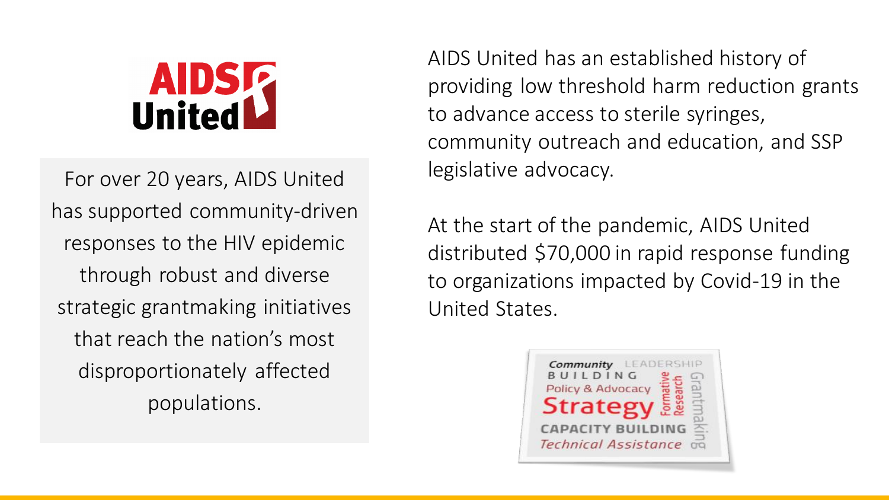AIDS United

For over 20 years, AIDS United has supported community-driven responses to the HIV epidemic through robust and diverse strategic grantmaking initiatives that reach the nation's most disproportionately affected populations.

AIDS United has an established history of providing low threshold harm reduction grants to advance access to sterile syringes, community outreach and education, and SSP legislative advocacy.

At the start of the pandemic, AIDS United distributed $70,000 in rapid response funding to organizations impacted by Covid-19 in the United States.

Community LEADERSHIP BUILDING Policy & Advocacy Formative Research Strategy Grantmaking CAPACITY BUILDING Technical Assistance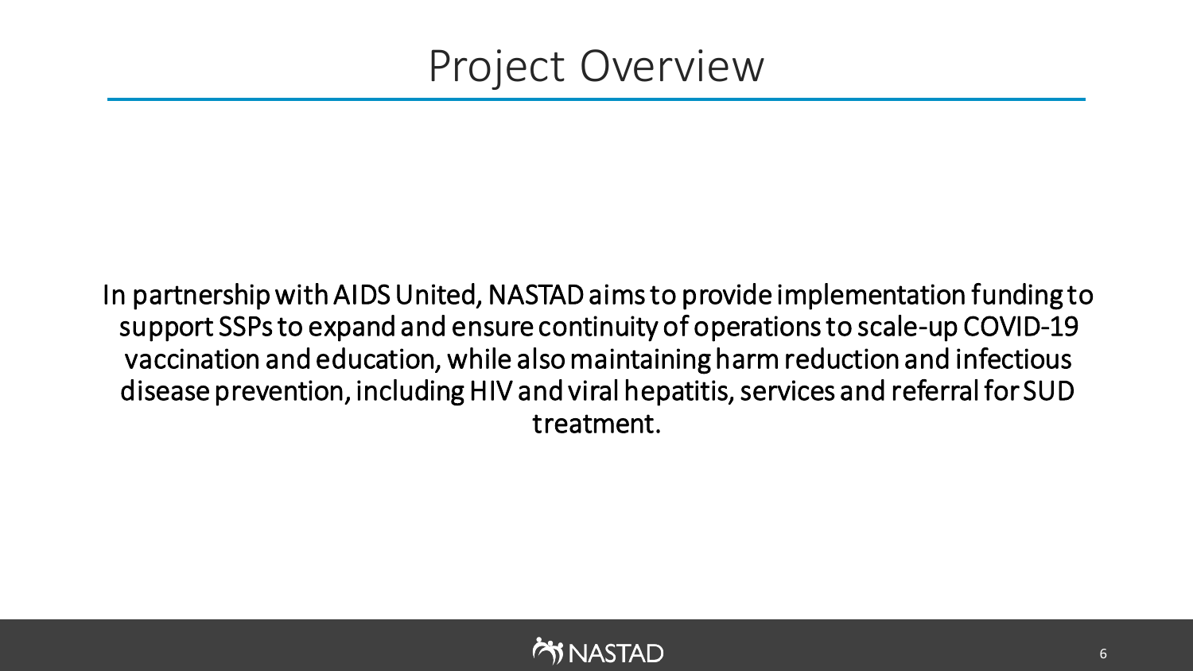# Project Overview

In partnership with AIDS United, NASTAD aims to provide implementation funding to support SSPs to expand and ensure continuity of operations to scale-up COVID-19 vaccination and education, while also maintaining harm reduction and infectious disease prevention, including HIV and viral hepatitis, services and referral for SUD treatment.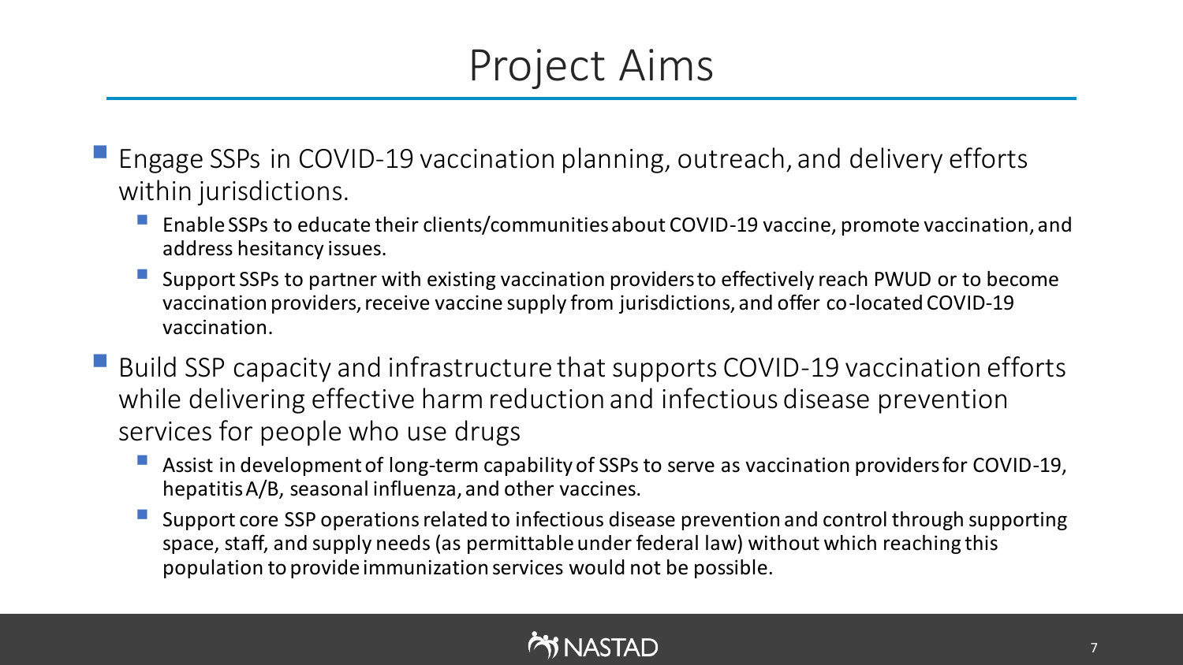# Project Aims

- Engage SSPs in COVID-19 vaccination planning, outreach, and delivery efforts within jurisdictions.
  - Enable SSPs to educate their clients/communities about COVID-19 vaccine, promote vaccination, and address hesitancy issues.
  - Support SSPs to partner with existing vaccination providers to effectively reach PWUD or to become vaccination providers, receive vaccine supply from jurisdictions, and offer co-located COVID-19 vaccination.
- Build SSP capacity and infrastructure that supports COVID-19 vaccination efforts while delivering effective harm reduction and infectious disease prevention services for people who use drugs
  - Assist in development of long-term capability of SSPs to serve as vaccination providers for COVID-19, hepatitis A/B, seasonal influenza, and other vaccines.
  - Support core SSP operations related to infectious disease prevention and control through supporting space, staff, and supply needs (as permittable under federal law) without which reaching this population to provide immunization services would not be possible.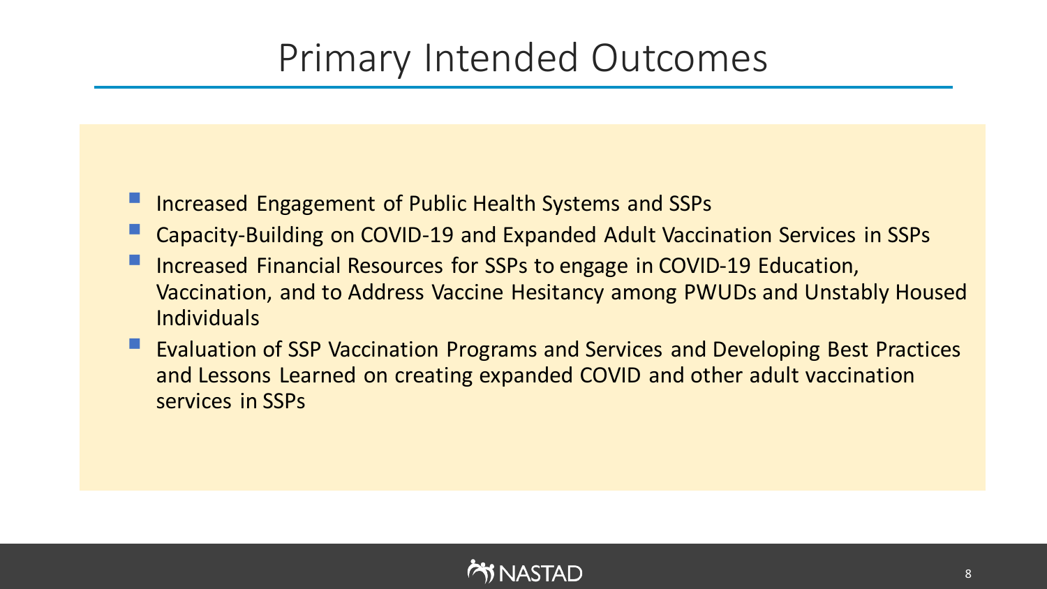# Primary Intended Outcomes

- Increased Engagement of Public Health Systems and SSPs
- Capacity-Building on COVID-19 and Expanded Adult Vaccination Services in SSPs
- Increased Financial Resources for SSPs to engage in COVID-19 Education, Vaccination, and to Address Vaccine Hesitancy among PWUDs and Unstably Housed Individuals
- Evaluation of SSP Vaccination Programs and Services and Developing Best Practices and Lessons Learned on creating expanded COVID and other adult vaccination services in SSPs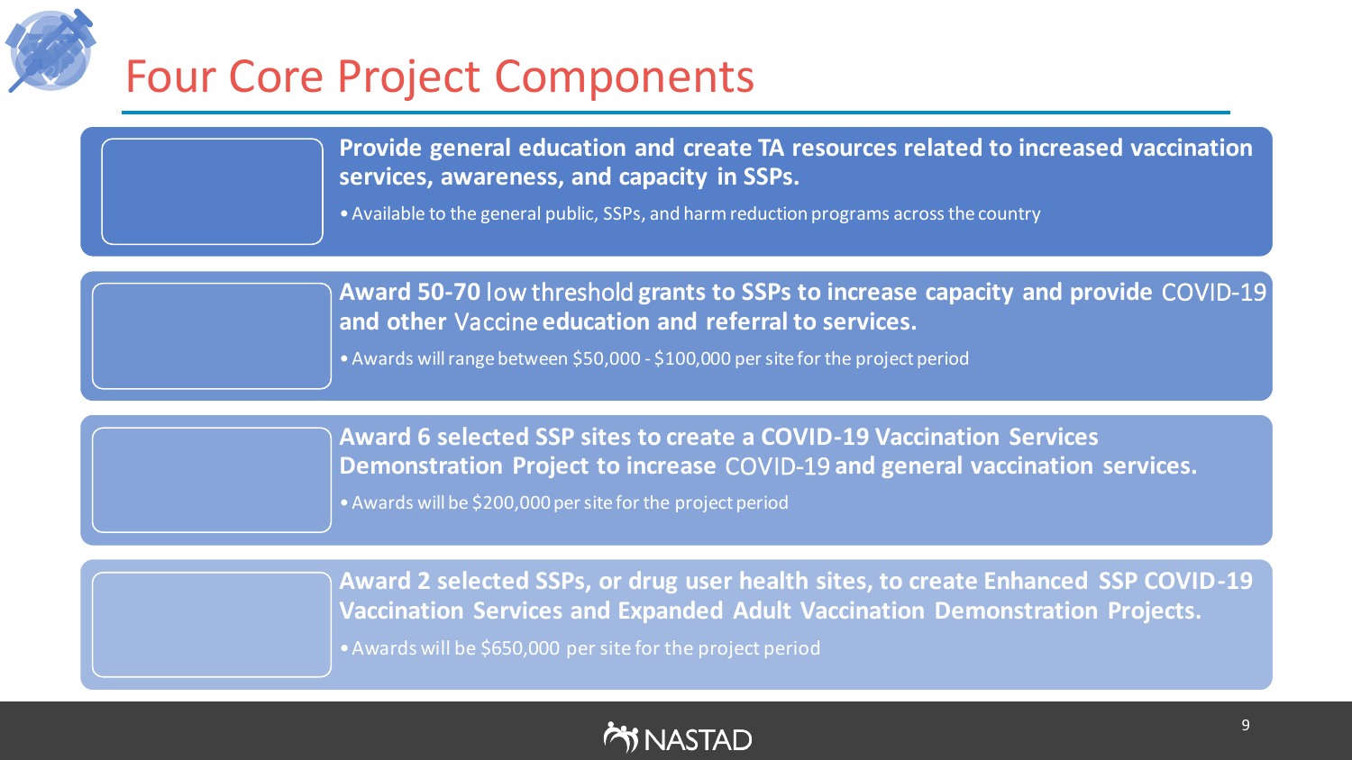# Four Core Project Components

**Provide general education and create TA resources related to increased vaccination services, awareness, and capacity in SSPs.**

- Available to the general public, SSPs, and harm reduction programs across the country

**Award 50-70 low threshold grants to SSPs to increase capacity and provide COVID-19 and other Vaccine education and referral to services.**

- Awards will range between $50,000 - $100,000 per site for the project period

**Award 6 selected SSP sites to create a COVID-19 Vaccination Services Demonstration Project to increase COVID-19 and general vaccination services.**

- Awards will be $200,000 per site for the project period

**Award 2 selected SSPs, or drug user health sites, to create Enhanced SSP COVID-19 Vaccination Services and Expanded Adult Vaccination Demonstration Projects.**

- Awards will be $650,000 per site for the project period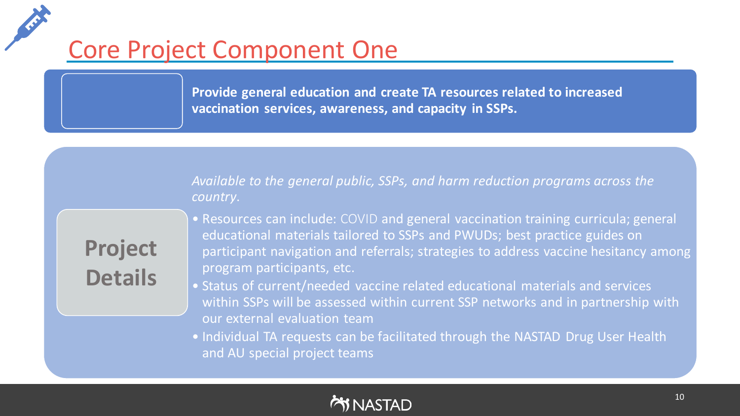# Core Project Component One

**Provide general education and create TA resources related to increased vaccination services, awareness, and capacity in SSPs.**

## Project Details

*Available to the general public, SSPs, and harm reduction programs across the country.*

- Resources can include: COVID and general vaccination training curricula; general educational materials tailored to SSPs and PWUDs; best practice guides on participant navigation and referrals; strategies to address vaccine hesitancy among program participants, etc.
- Status of current/needed vaccine related educational materials and services within SSPs will be assessed within current SSP networks and in partnership with our external evaluation team
- Individual TA requests can be facilitated through the NASTAD Drug User Health and AU special project teams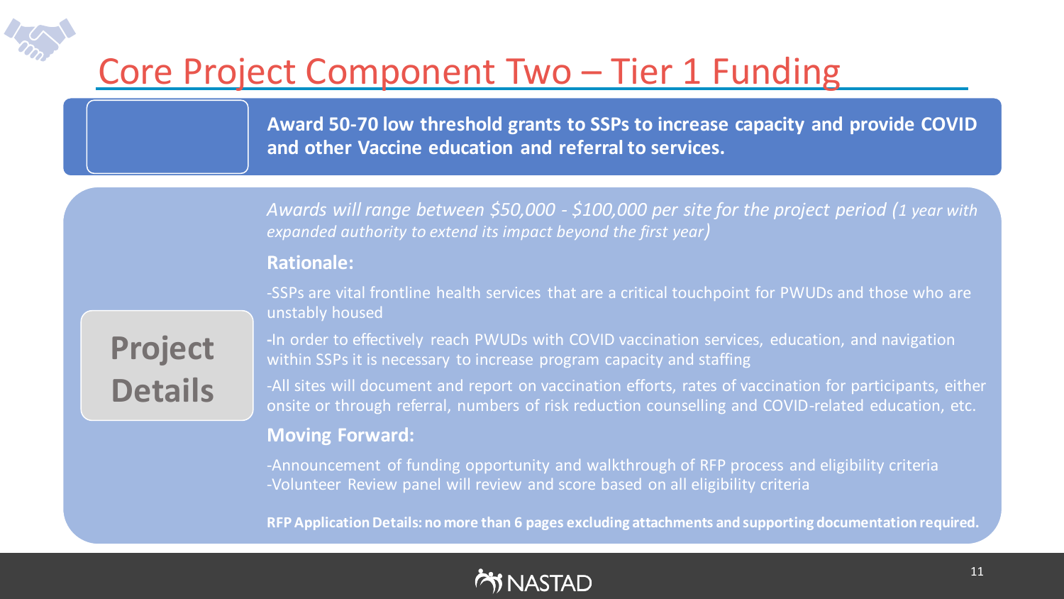# Core Project Component Two – Tier 1 Funding

**Award 50-70 low threshold grants to SSPs to increase capacity and provide COVID and other Vaccine education and referral to services.**

## Project Details

*Awards will range between $50,000 - $100,000 per site for the project period (1 year with expanded authority to extend its impact beyond the first year)*

**Rationale:**

-SSPs are vital frontline health services that are a critical touchpoint for PWUDs and those who are unstably housed

-In order to effectively reach PWUDs with COVID vaccination services, education, and navigation within SSPs it is necessary to increase program capacity and staffing

-All sites will document and report on vaccination efforts, rates of vaccination for participants, either onsite or through referral, numbers of risk reduction counselling and COVID-related education, etc.

**Moving Forward:**

-Announcement of funding opportunity and walkthrough of RFP process and eligibility criteria
-Volunteer Review panel will review and score based on all eligibility criteria

**RFP Application Details: no more than 6 pages excluding attachments and supporting documentation required.**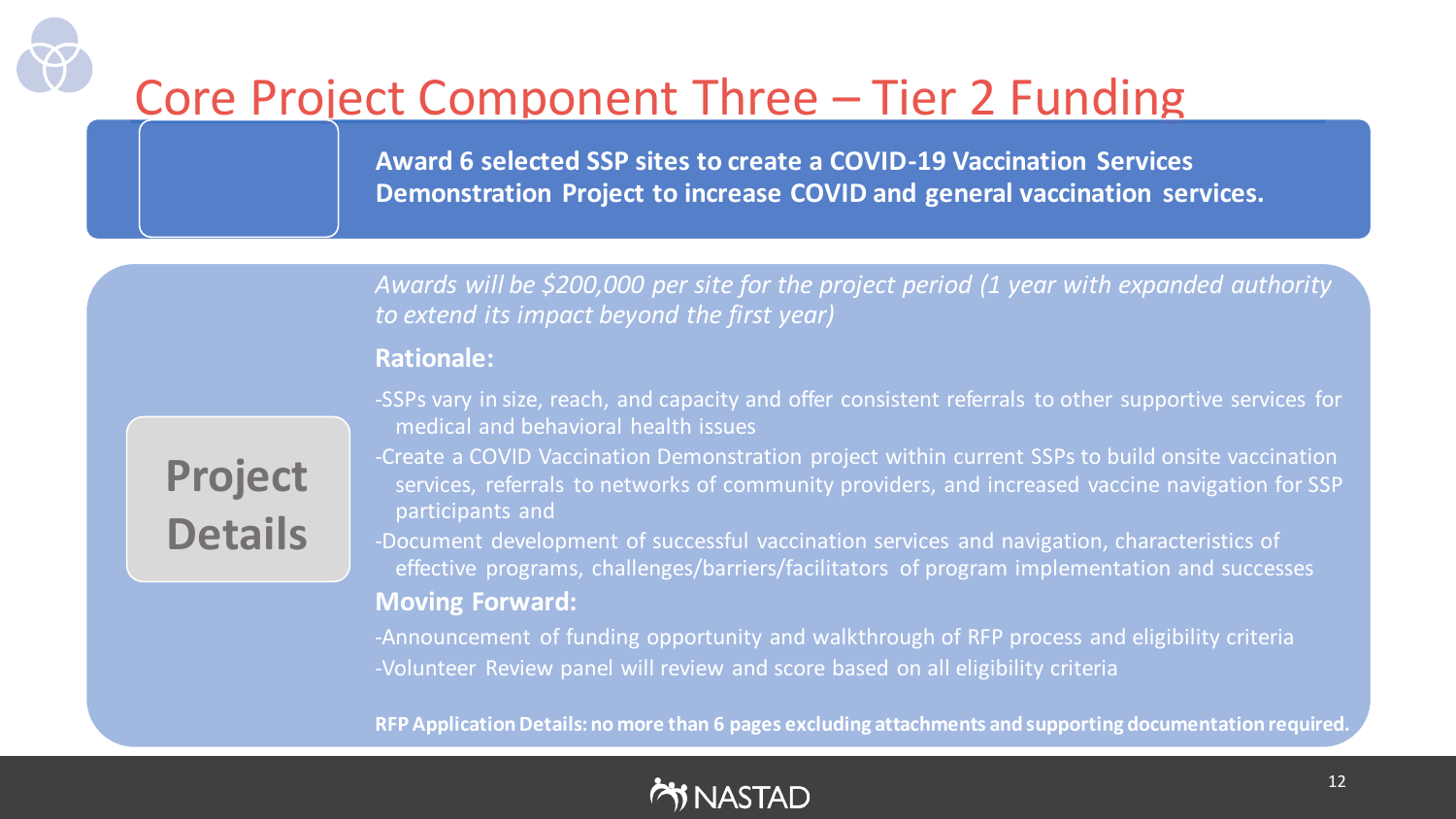# Core Project Component Three – Tier 2 Funding

**Award 6 selected SSP sites to create a COVID-19 Vaccination Services Demonstration Project to increase COVID and general vaccination services.**

## Project Details

*Awards will be $200,000 per site for the project period (1 year with expanded authority to extend its impact beyond the first year)*

**Rationale:**

- SSPs vary in size, reach, and capacity and offer consistent referrals to other supportive services for medical and behavioral health issues
- Create a COVID Vaccination Demonstration project within current SSPs to build onsite vaccination services, referrals to networks of community providers, and increased vaccine navigation for SSP participants and
- Document development of successful vaccination services and navigation, characteristics of effective programs, challenges/barriers/facilitators of program implementation and successes

**Moving Forward:**

- Announcement of funding opportunity and walkthrough of RFP process and eligibility criteria
- Volunteer Review panel will review and score based on all eligibility criteria

**RFP Application Details: no more than 6 pages excluding attachments and supporting documentation required.**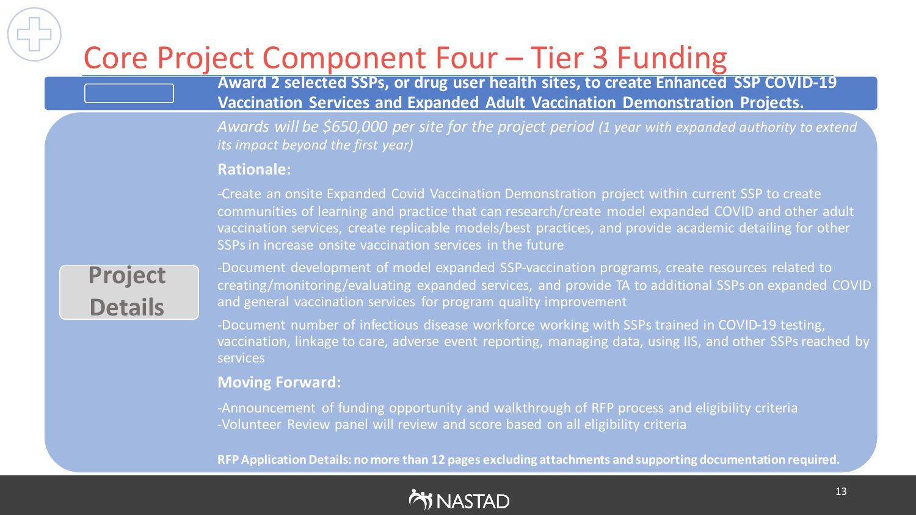# Core Project Component Four – Tier 3 Funding

**Award 2 selected SSPs, or drug user health sites, to create Enhanced SSP COVID-19 Vaccination Services and Expanded Adult Vaccination Demonstration Projects.**

## Project Details

*Awards will be $650,000 per site for the project period (1 year with expanded authority to extend its impact beyond the first year)*

### Rationale:

-Create an onsite Expanded Covid Vaccination Demonstration project within current SSP to create communities of learning and practice that can research/create model expanded COVID and other adult vaccination services, create replicable models/best practices, and provide academic detailing for other SSPs in increase onsite vaccination services in the future

-Document development of model expanded SSP-vaccination programs, create resources related to creating/monitoring/evaluating expanded services, and provide TA to additional SSPs on expanded COVID and general vaccination services for program quality improvement

-Document number of infectious disease workforce working with SSPs trained in COVID-19 testing, vaccination, linkage to care, adverse event reporting, managing data, using IIS, and other SSPs reached by services

### Moving Forward:

-Announcement of funding opportunity and walkthrough of RFP process and eligibility criteria
-Volunteer Review panel will review and score based on all eligibility criteria

**RFP Application Details: no more than 12 pages excluding attachments and supporting documentation required.**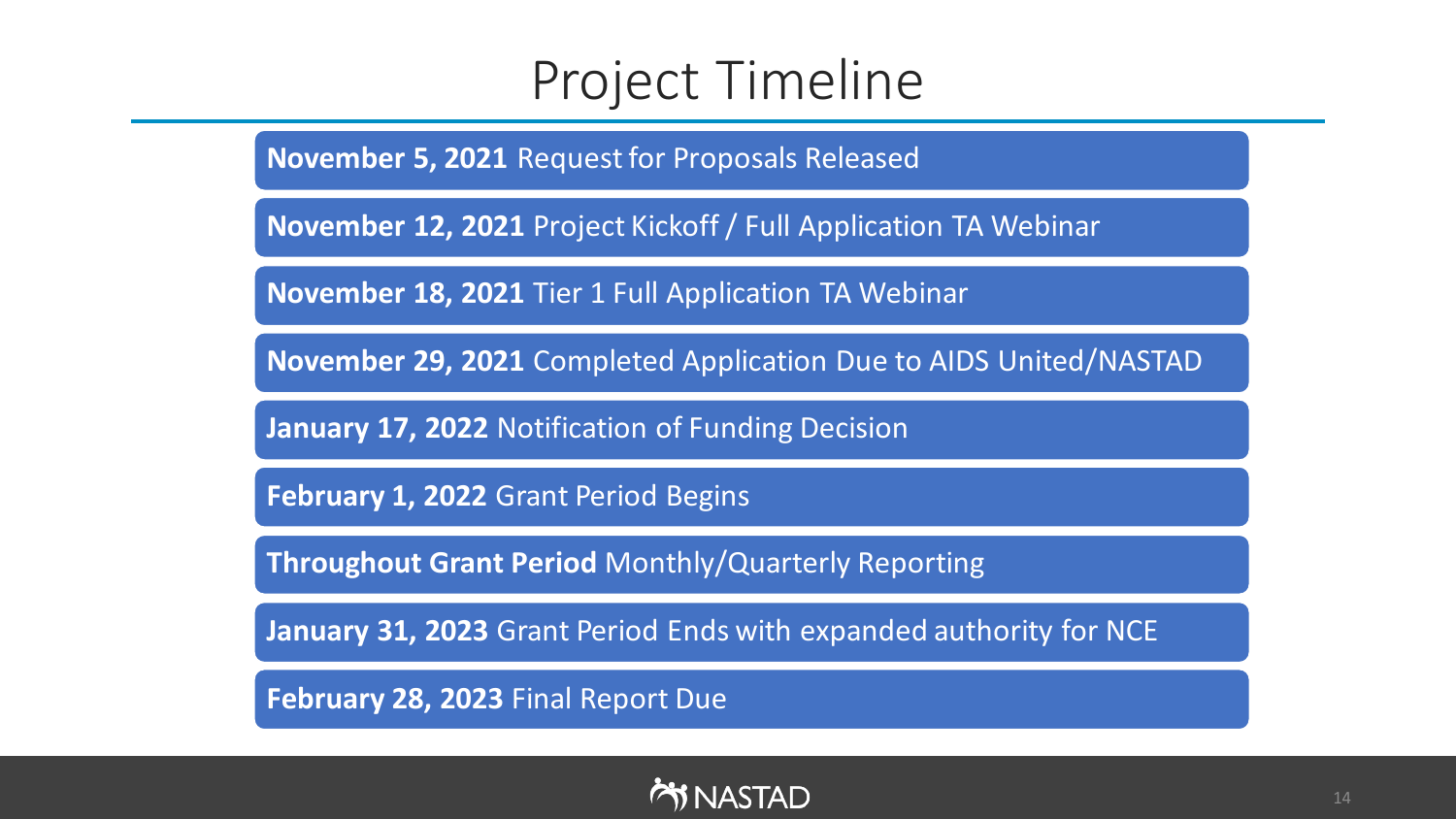# Project Timeline

- **November 5, 2021** Request for Proposals Released
- **November 12, 2021** Project Kickoff / Full Application TA Webinar
- **November 18, 2021** Tier 1 Full Application TA Webinar
- **November 29, 2021** Completed Application Due to AIDS United/NASTAD
- **January 17, 2022** Notification of Funding Decision
- **February 1, 2022** Grant Period Begins
- **Throughout Grant Period** Monthly/Quarterly Reporting
- **January 31, 2023** Grant Period Ends with expanded authority for NCE
- **February 28, 2023** Final Report Due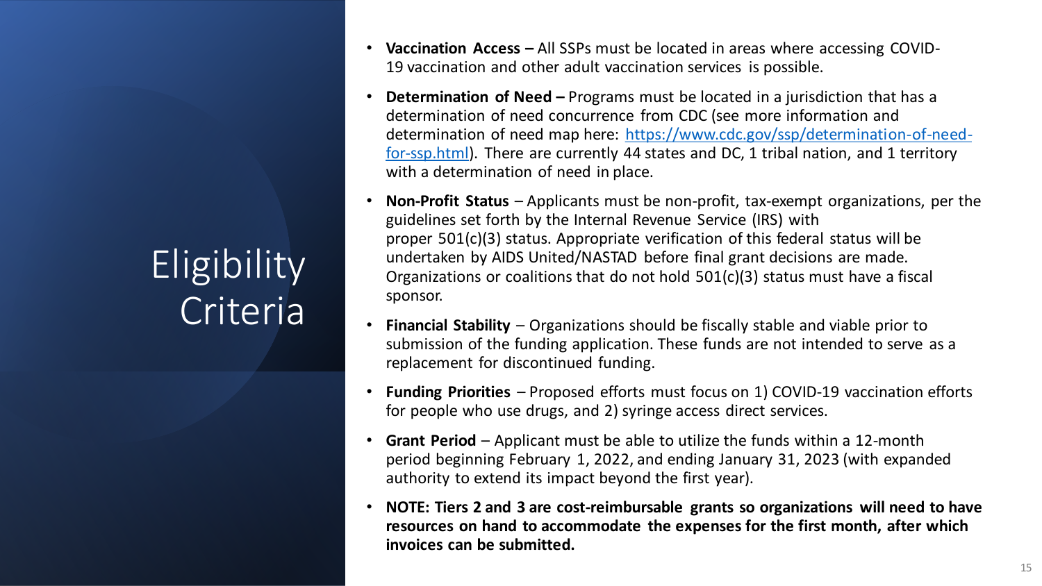# Eligibility Criteria

- **Vaccination Access –** All SSPs must be located in areas where accessing COVID-19 vaccination and other adult vaccination services is possible.
- **Determination of Need –** Programs must be located in a jurisdiction that has a determination of need concurrence from CDC (see more information and determination of need map here: [https://www.cdc.gov/ssp/determination-of-need-for-ssp.html](https://www.cdc.gov/ssp/determination-of-need-for-ssp.html)). There are currently 44 states and DC, 1 tribal nation, and 1 territory with a determination of need in place.
- **Non-Profit Status** – Applicants must be non-profit, tax-exempt organizations, per the guidelines set forth by the Internal Revenue Service (IRS) with proper 501(c)(3) status. Appropriate verification of this federal status will be undertaken by AIDS United/NASTAD before final grant decisions are made. Organizations or coalitions that do not hold 501(c)(3) status must have a fiscal sponsor.
- **Financial Stability** – Organizations should be fiscally stable and viable prior to submission of the funding application. These funds are not intended to serve as a replacement for discontinued funding.
- **Funding Priorities** – Proposed efforts must focus on 1) COVID-19 vaccination efforts for people who use drugs, and 2) syringe access direct services.
- **Grant Period** – Applicant must be able to utilize the funds within a 12-month period beginning February 1, 2022, and ending January 31, 2023 (with expanded authority to extend its impact beyond the first year).
- **NOTE: Tiers 2 and 3 are cost-reimbursable grants so organizations will need to have resources on hand to accommodate the expenses for the first month, after which invoices can be submitted.**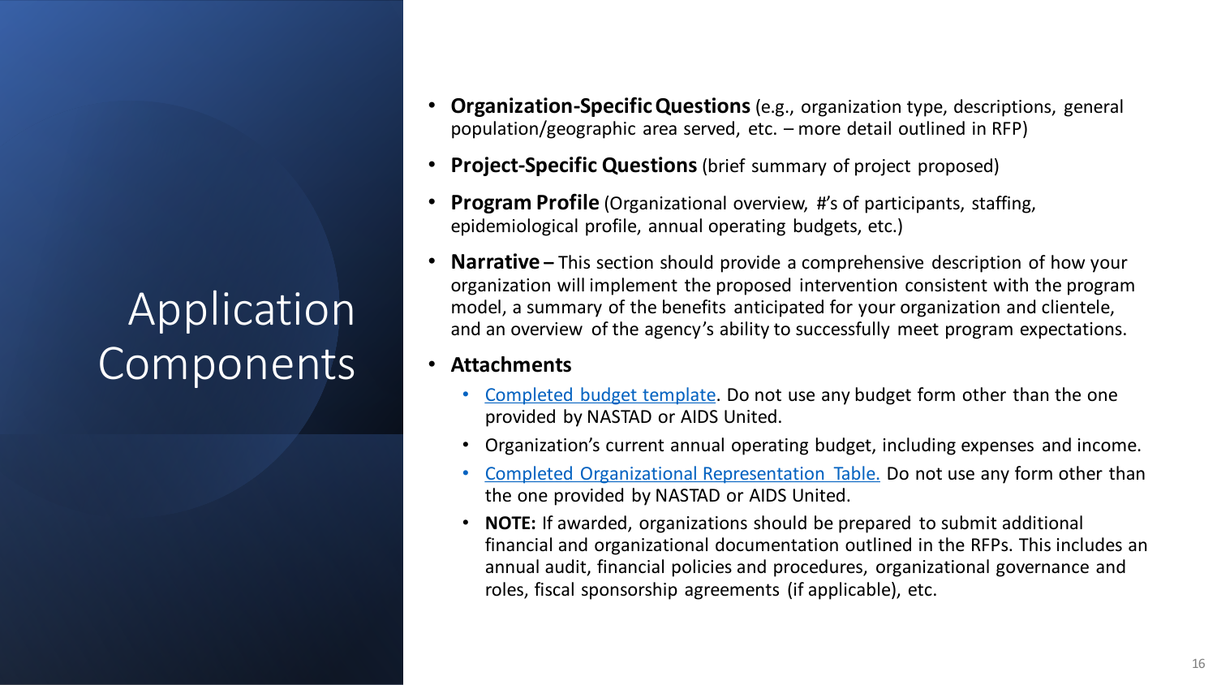# Application Components

- **Organization-Specific Questions** (e.g., organization type, descriptions, general population/geographic area served, etc. – more detail outlined in RFP)
- **Project-Specific Questions** (brief summary of project proposed)
- **Program Profile** (Organizational overview, #'s of participants, staffing, epidemiological profile, annual operating budgets, etc.)
- **Narrative –** This section should provide a comprehensive description of how your organization will implement the proposed intervention consistent with the program model, a summary of the benefits anticipated for your organization and clientele, and an overview of the agency's ability to successfully meet program expectations.
- **Attachments**
  - Completed budget template. Do not use any budget form other than the one provided by NASTAD or AIDS United.
  - Organization's current annual operating budget, including expenses and income.
  - Completed Organizational Representation Table. Do not use any form other than the one provided by NASTAD or AIDS United.
  - **NOTE:** If awarded, organizations should be prepared to submit additional financial and organizational documentation outlined in the RFPs. This includes an annual audit, financial policies and procedures, organizational governance and roles, fiscal sponsorship agreements (if applicable), etc.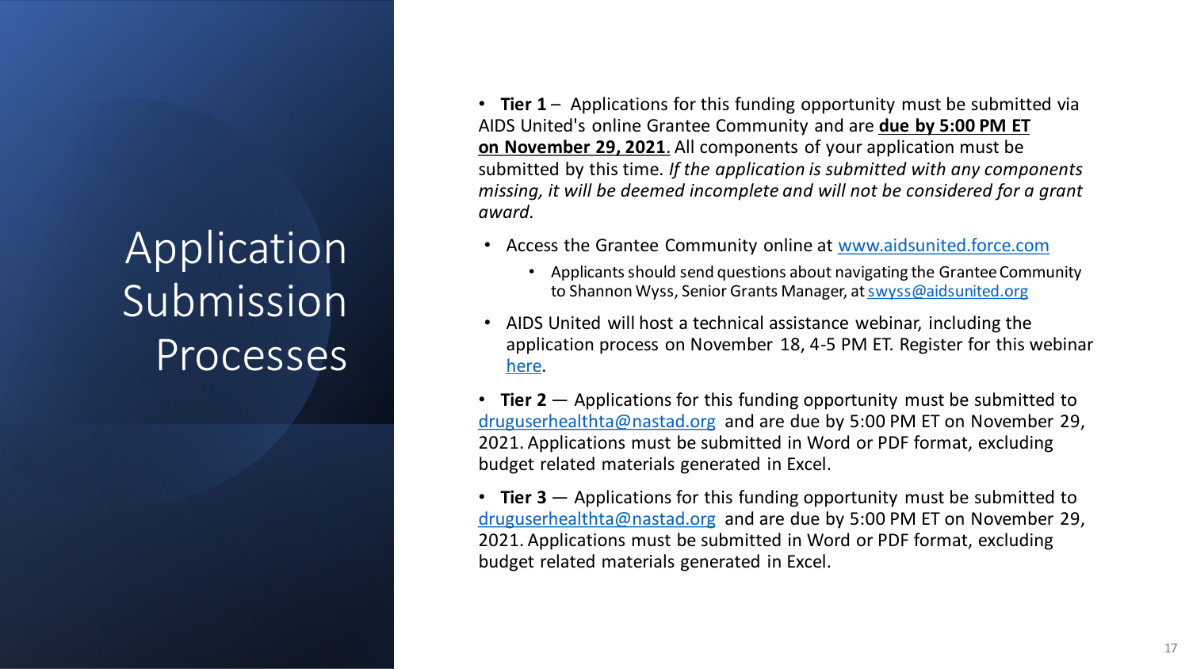# Application Submission Processes

- **Tier 1** – Applications for this funding opportunity must be submitted via AIDS United's online Grantee Community and are **due by 5:00 PM ET on November 29, 2021.** All components of your application must be submitted by this time. *If the application is submitted with any components missing, it will be deemed incomplete and will not be considered for a grant award.*
  - Access the Grantee Community online at [www.aidsunited.force.com](www.aidsunited.force.com)
    - Applicants should send questions about navigating the Grantee Community to Shannon Wyss, Senior Grants Manager, at swyss@aidsunited.org
  - AIDS United will host a technical assistance webinar, including the application process on November 18, 4-5 PM ET. Register for this webinar here.
- **Tier 2** — Applications for this funding opportunity must be submitted to druguserhealthta@nastad.org and are due by 5:00 PM ET on November 29, 2021. Applications must be submitted in Word or PDF format, excluding budget related materials generated in Excel.
- **Tier 3** — Applications for this funding opportunity must be submitted to druguserhealthta@nastad.org and are due by 5:00 PM ET on November 29, 2021. Applications must be submitted in Word or PDF format, excluding budget related materials generated in Excel.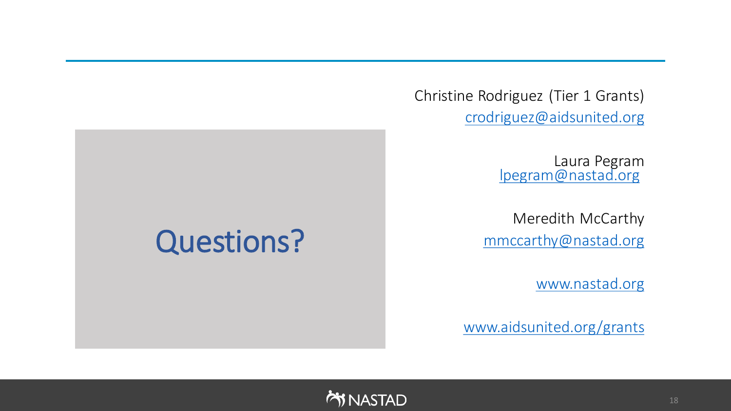# Questions?

Christine Rodriguez (Tier 1 Grants)
crodriguez@aidsunited.org

Laura Pegram
lpegram@nastad.org

Meredith McCarthy
mmccarthy@nastad.org

www.nastad.org

www.aidsunited.org/grants